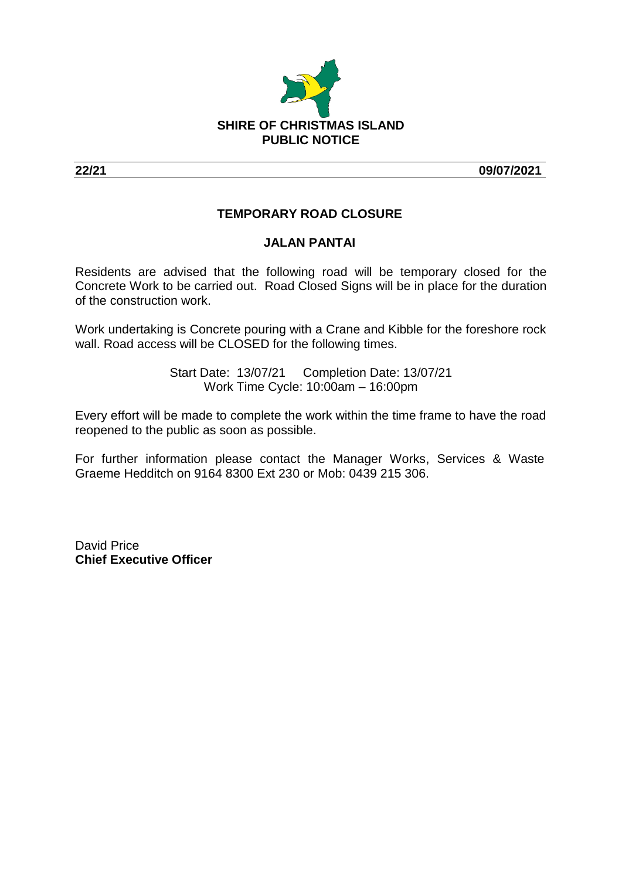**SHIRE OF CHRISTMAS ISLAND**
**PUBLIC NOTICE**

**22/21** **09/07/2021**

## TEMPORARY ROAD CLOSURE

## JALAN PANTAI

Residents are advised that the following road will be temporary closed for the Concrete Work to be carried out. Road Closed Signs will be in place for the duration of the construction work.

Work undertaking is Concrete pouring with a Crane and Kibble for the foreshore rock wall. Road access will be CLOSED for the following times.

Start Date: 13/07/21 Completion Date: 13/07/21
Work Time Cycle: 10:00am – 16:00pm

Every effort will be made to complete the work within the time frame to have the road reopened to the public as soon as possible.

For further information please contact the Manager Works, Services & Waste Graeme Hedditch on 9164 8300 Ext 230 or Mob: 0439 215 306.

David Price
**Chief Executive Officer**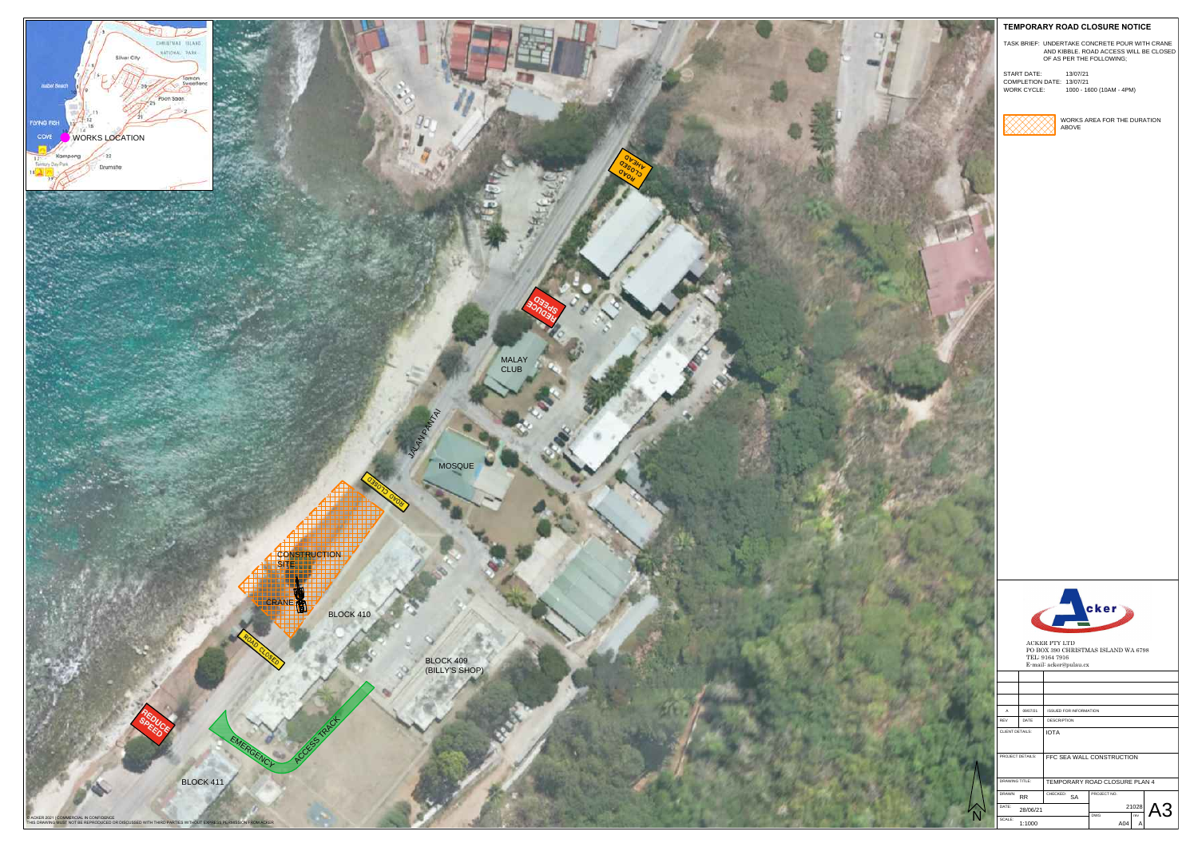## TEMPORARY ROAD CLOSURE NOTICE

TASK BRIEF: UNDERTAKE CONCRETE POUR WITH CRANE AND KIBBLE. ROAD ACCESS WILL BE CLOSED OF AS PER THE FOLLOWING;

START DATE: 13/07/21
COMPLETION DATE: 13/07/21
WORK CYCLE: 1000 - 1600 (10AM - 4PM)

WORKS AREA FOR THE DURATION ABOVE

WORKS LOCATION

Christmas Island National Park
Silver City
Isabel Beach
Taman Sweetland
Poon Saan
Flying Fish Cove
Kampong
Territory Day Park
Drumsite

ROAD CLOSED AHEAD

REDUCE SPEED

MALAY CLUB

JALAN PANTAI

MOSQUE

ROAD CLOSED

CONSTRUCTION SITE

CRANE

BLOCK 410

ROAD CLOSED

BLOCK 409 (BILLY'S SHOP)

REDUCE SPEED

EMERGENCY ACCESS TRACK

BLOCK 411

N

ACKER PTY LTD
PO BOX 390 CHRISTMAS ISLAND WA 6798
TEL: 9164 7916
E-mail: acker@pulau.cx

| REV | DATE | DESCRIPTION |
|---|---|---|
| A | 09/07/21 | ISSUED FOR INFORMATION |

CLIENT DETAILS: IOTA

PROJECT DETAILS: FFC SEA WALL CONSTRUCTION

DRAWING TITLE: TEMPORARY ROAD CLOSURE PLAN 4

DRAWN: RR
CHECKED: SA
PROJECT NO: 21028
DATE: 28/06/21
DWG: A04
REV: A
SCALE: 1:1000
A3

© ACKER 2021 | COMMERCIAL IN CONFIDENCE
THIS DRAWING MUST NOT BE REPRODUCED OR DISCUSSED WITH THIRD PARTIES WITHOUT EXPRESS PERMISSION FROM ACKER